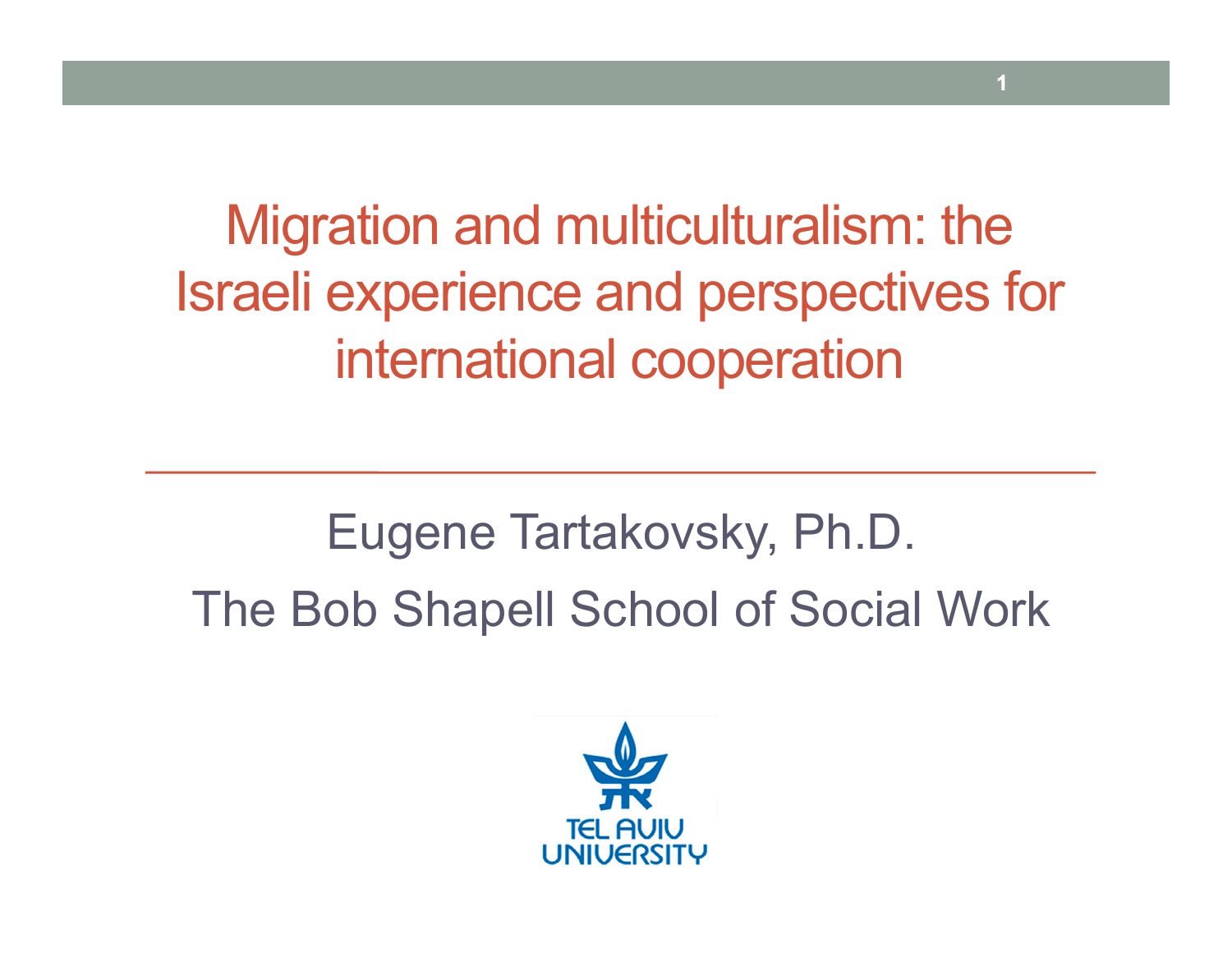# Migration and multiculturalism: the Israeli experience and perspectives for international cooperation

---

Eugene Tartakovsky, Ph.D.

The Bob Shapell School of Social Work

TEL AVIV UNIVERSITY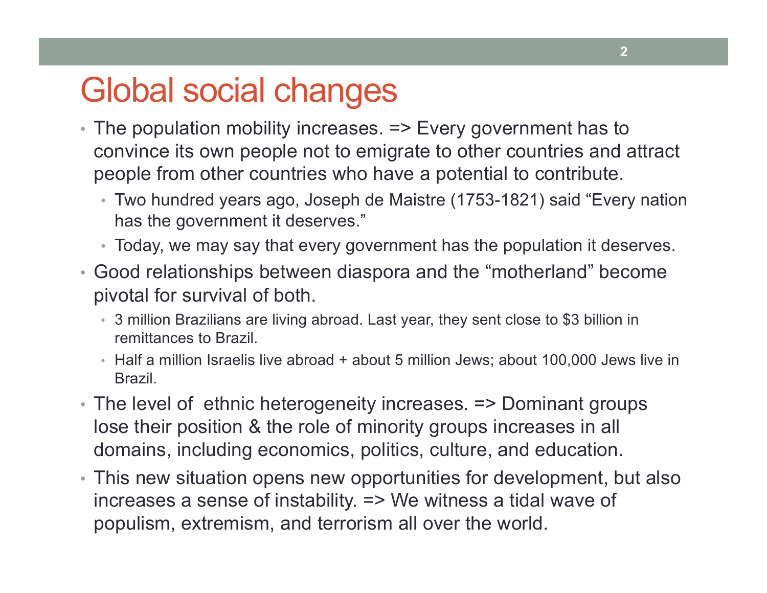# Global social changes

- The population mobility increases. => Every government has to convince its own people not to emigrate to other countries and attract people from other countries who have a potential to contribute.
  - Two hundred years ago, Joseph de Maistre (1753-1821) said “Every nation has the government it deserves.”
  - Today, we may say that every government has the population it deserves.
- Good relationships between diaspora and the “motherland” become pivotal for survival of both.
  - 3 million Brazilians are living abroad. Last year, they sent close to $3 billion in remittances to Brazil.
  - Half a million Israelis live abroad + about 5 million Jews; about 100,000 Jews live in Brazil.
- The level of ethnic heterogeneity increases. => Dominant groups lose their position & the role of minority groups increases in all domains, including economics, politics, culture, and education.
- This new situation opens new opportunities for development, but also increases a sense of instability. => We witness a tidal wave of populism, extremism, and terrorism all over the world.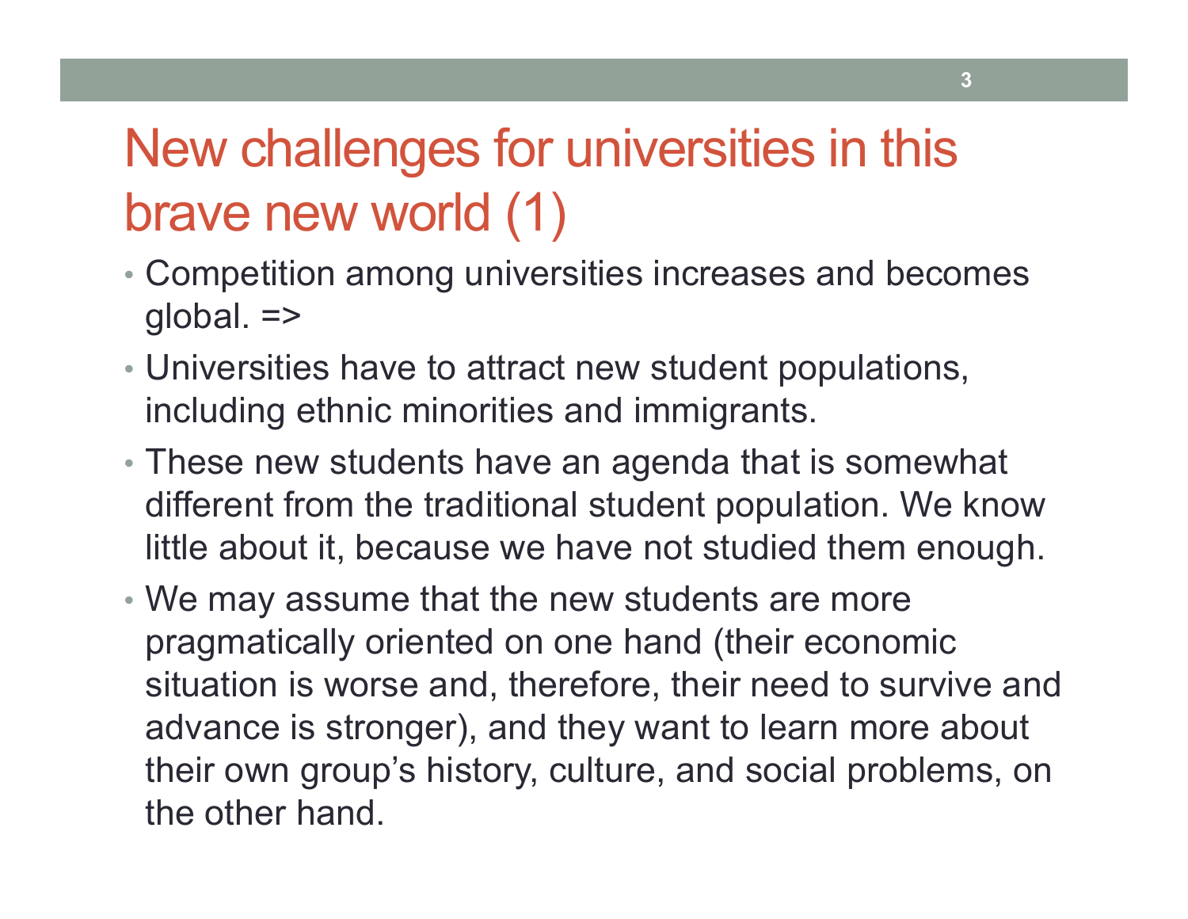# New challenges for universities in this brave new world (1)

- Competition among universities increases and becomes global. =>
- Universities have to attract new student populations, including ethnic minorities and immigrants.
- These new students have an agenda that is somewhat different from the traditional student population. We know little about it, because we have not studied them enough.
- We may assume that the new students are more pragmatically oriented on one hand (their economic situation is worse and, therefore, their need to survive and advance is stronger), and they want to learn more about their own group's history, culture, and social problems, on the other hand.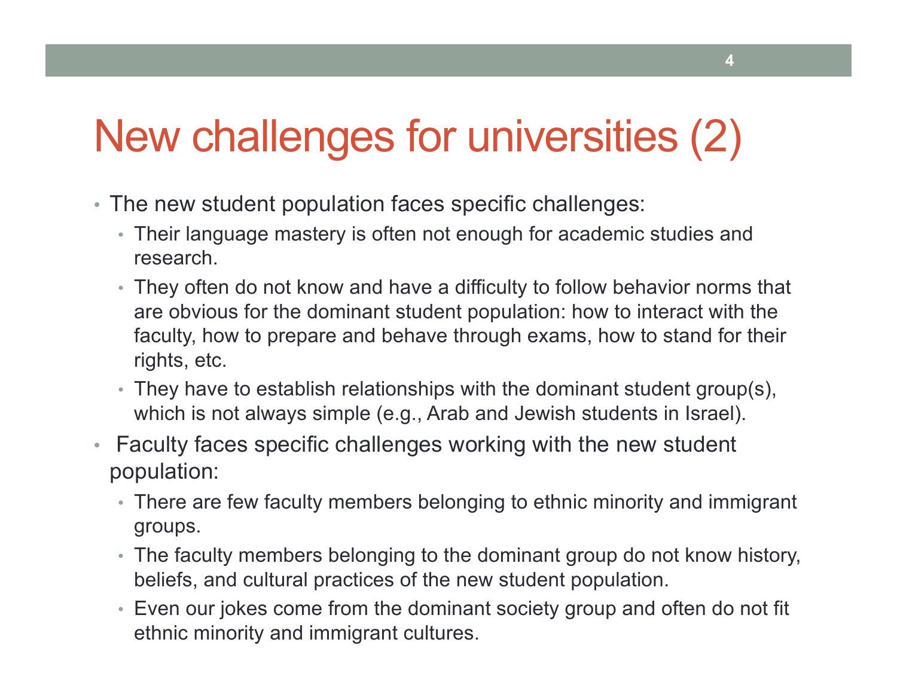# New challenges for universities (2)

- The new student population faces specific challenges:
  - Their language mastery is often not enough for academic studies and research.
  - They often do not know and have a difficulty to follow behavior norms that are obvious for the dominant student population: how to interact with the faculty, how to prepare and behave through exams, how to stand for their rights, etc.
  - They have to establish relationships with the dominant student group(s), which is not always simple (e.g., Arab and Jewish students in Israel).
- Faculty faces specific challenges working with the new student population:
  - There are few faculty members belonging to ethnic minority and immigrant groups.
  - The faculty members belonging to the dominant group do not know history, beliefs, and cultural practices of the new student population.
  - Even our jokes come from the dominant society group and often do not fit ethnic minority and immigrant cultures.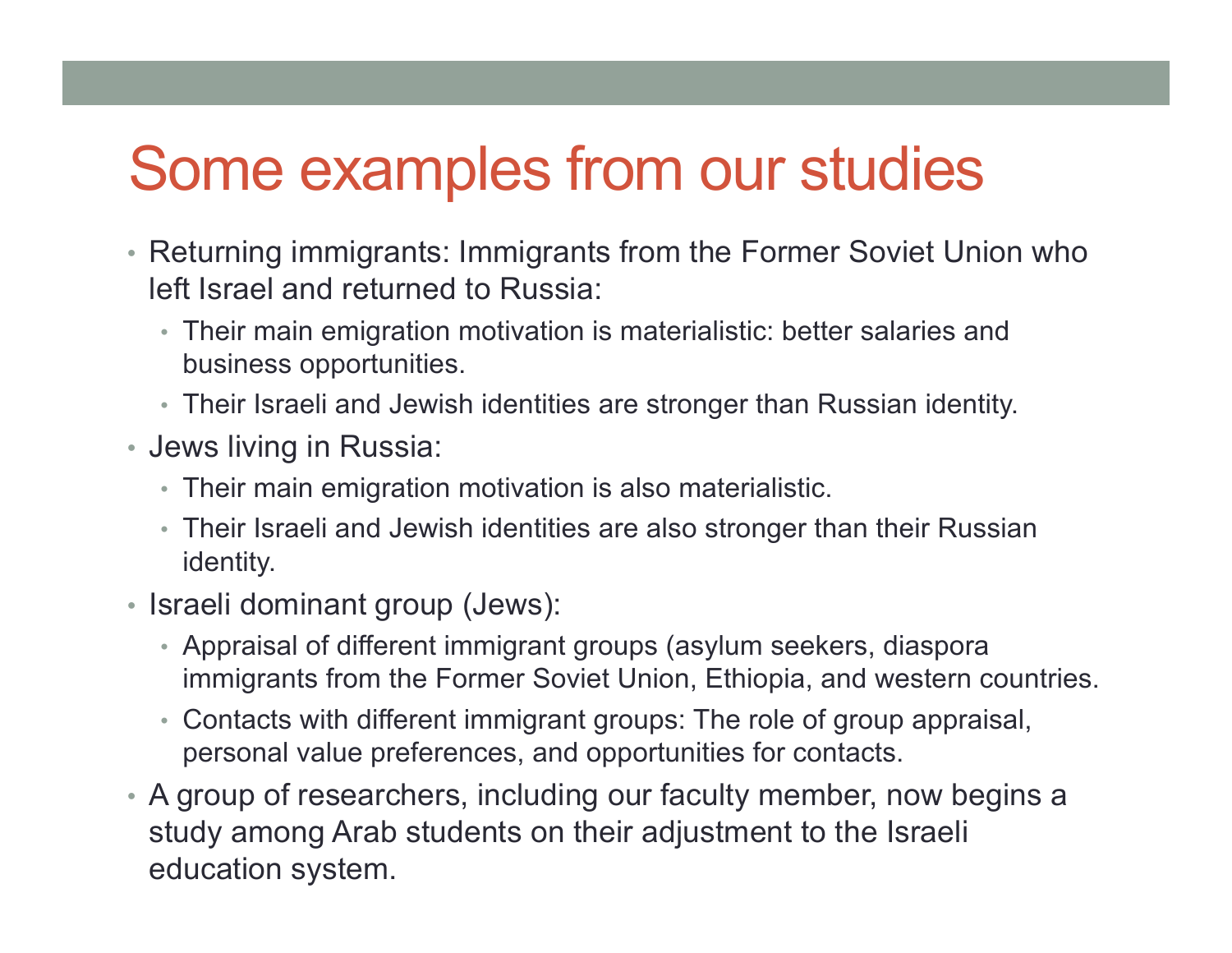# Some examples from our studies

- Returning immigrants: Immigrants from the Former Soviet Union who left Israel and returned to Russia:
  - Their main emigration motivation is materialistic: better salaries and business opportunities.
  - Their Israeli and Jewish identities are stronger than Russian identity.
- Jews living in Russia:
  - Their main emigration motivation is also materialistic.
  - Their Israeli and Jewish identities are also stronger than their Russian identity.
- Israeli dominant group (Jews):
  - Appraisal of different immigrant groups (asylum seekers, diaspora immigrants from the Former Soviet Union, Ethiopia, and western countries.
  - Contacts with different immigrant groups: The role of group appraisal, personal value preferences, and opportunities for contacts.
- A group of researchers, including our faculty member, now begins a study among Arab students on their adjustment to the Israeli education system.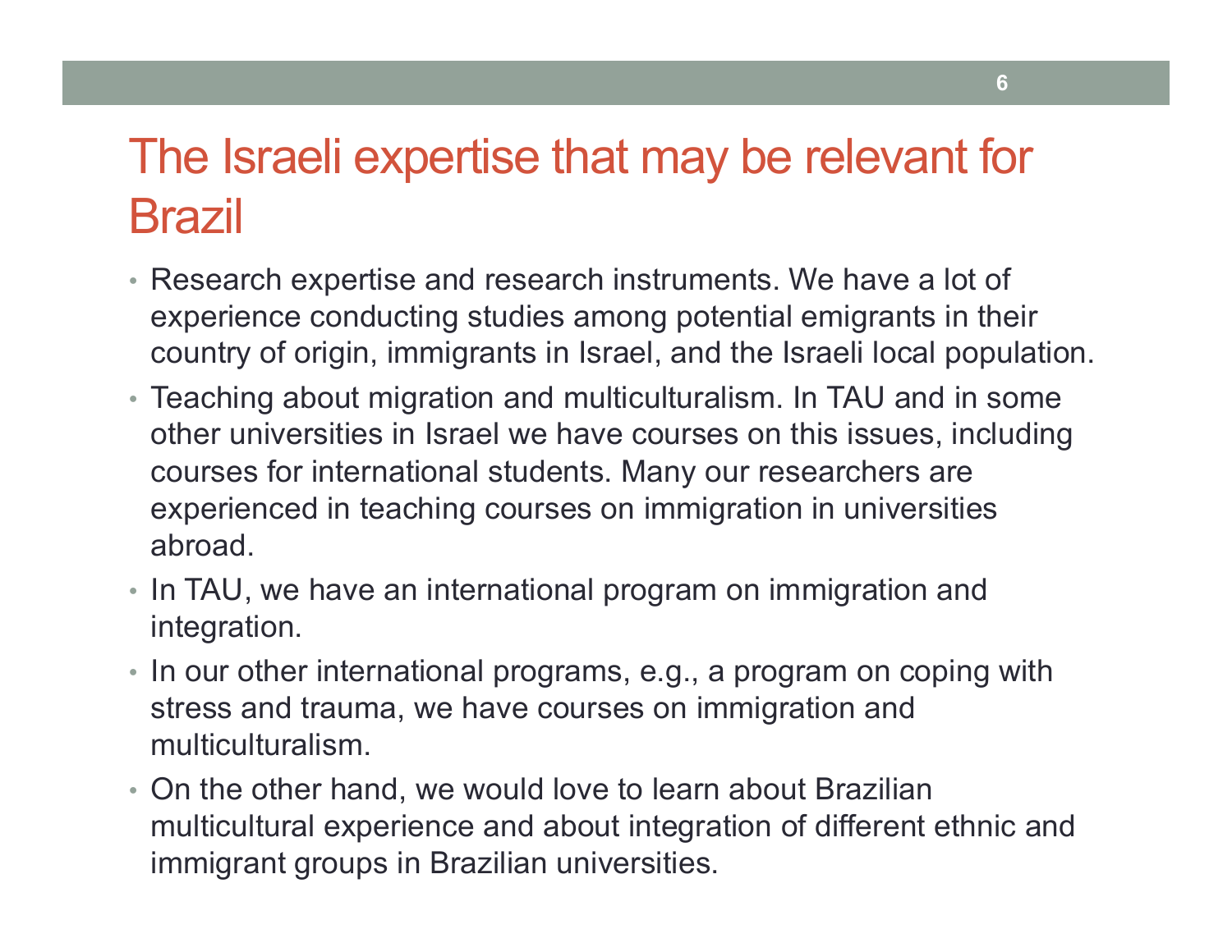# The Israeli expertise that may be relevant for Brazil

- Research expertise and research instruments. We have a lot of experience conducting studies among potential emigrants in their country of origin, immigrants in Israel, and the Israeli local population.
- Teaching about migration and multiculturalism. In TAU and in some other universities in Israel we have courses on this issues, including courses for international students. Many our researchers are experienced in teaching courses on immigration in universities abroad.
- In TAU, we have an international program on immigration and integration.
- In our other international programs, e.g., a program on coping with stress and trauma, we have courses on immigration and multiculturalism.
- On the other hand, we would love to learn about Brazilian multicultural experience and about integration of different ethnic and immigrant groups in Brazilian universities.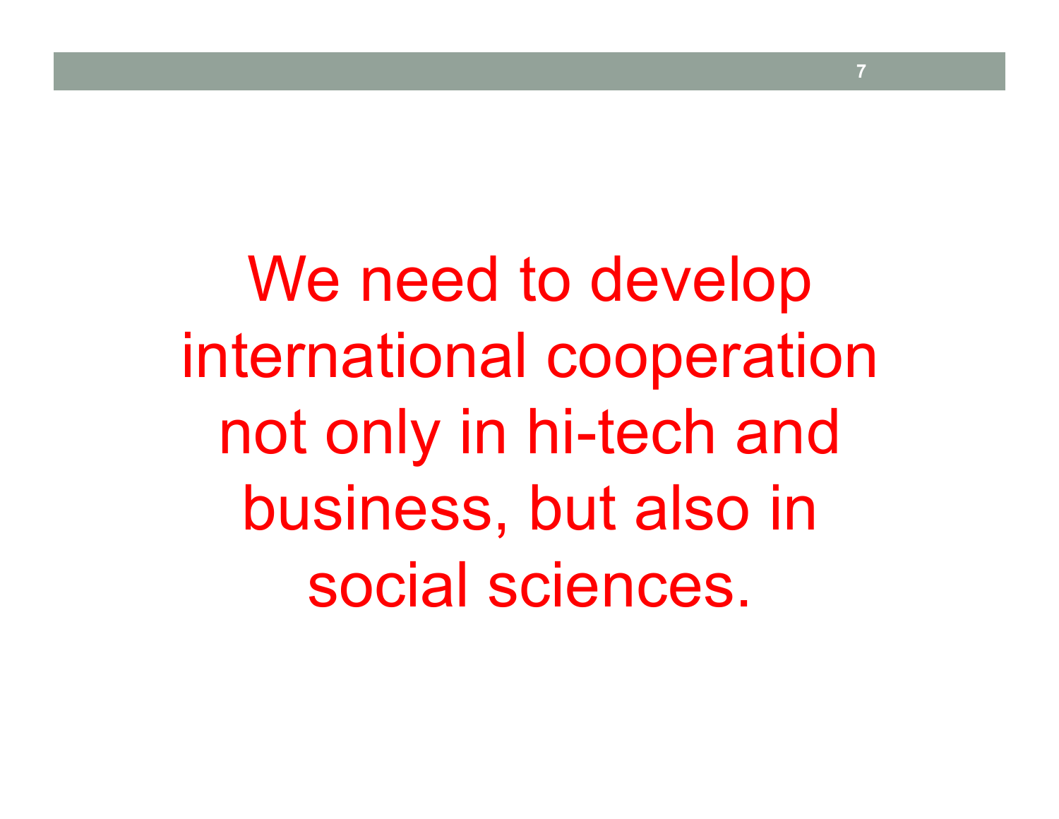We need to develop international cooperation not only in hi-tech and business, but also in social sciences.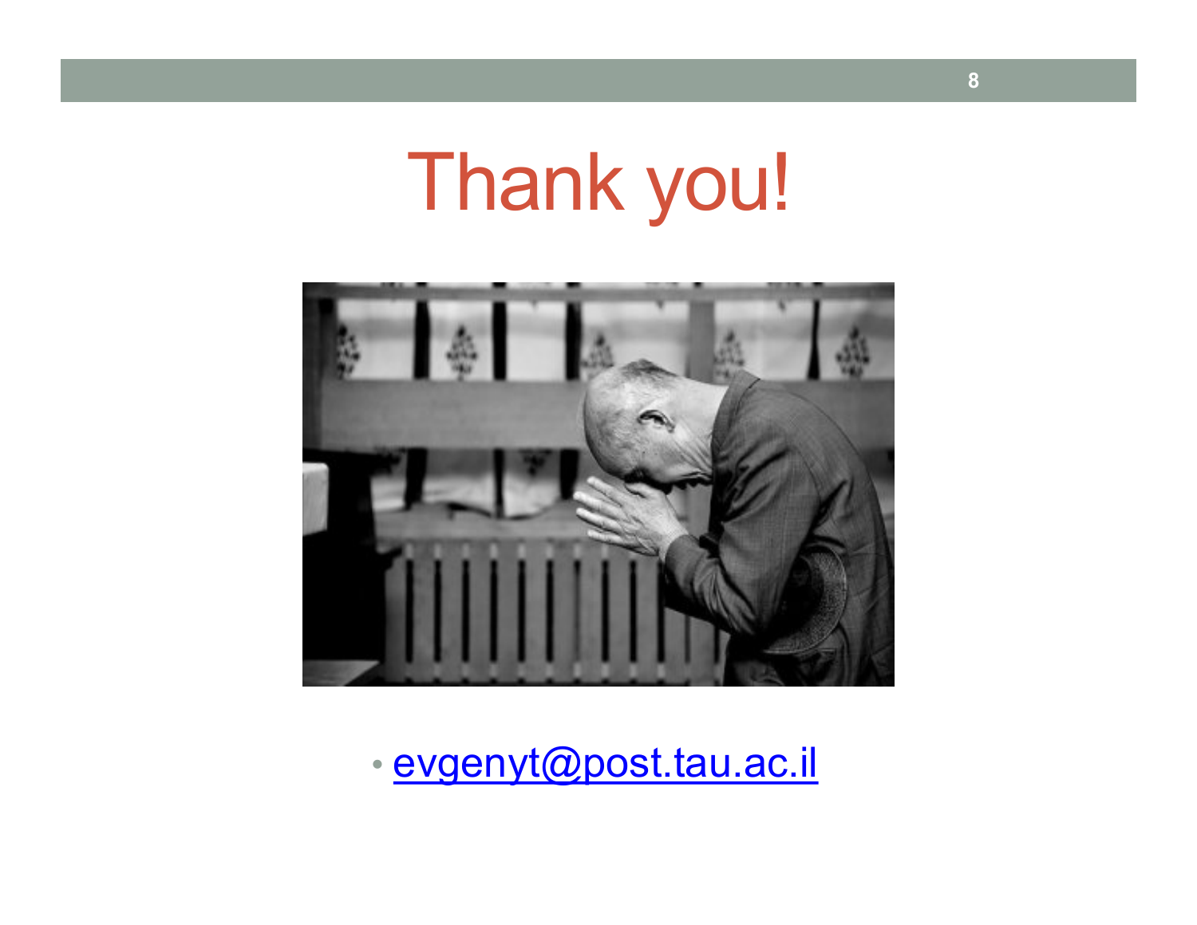# Thank you!

- evgenyt@post.tau.ac.il